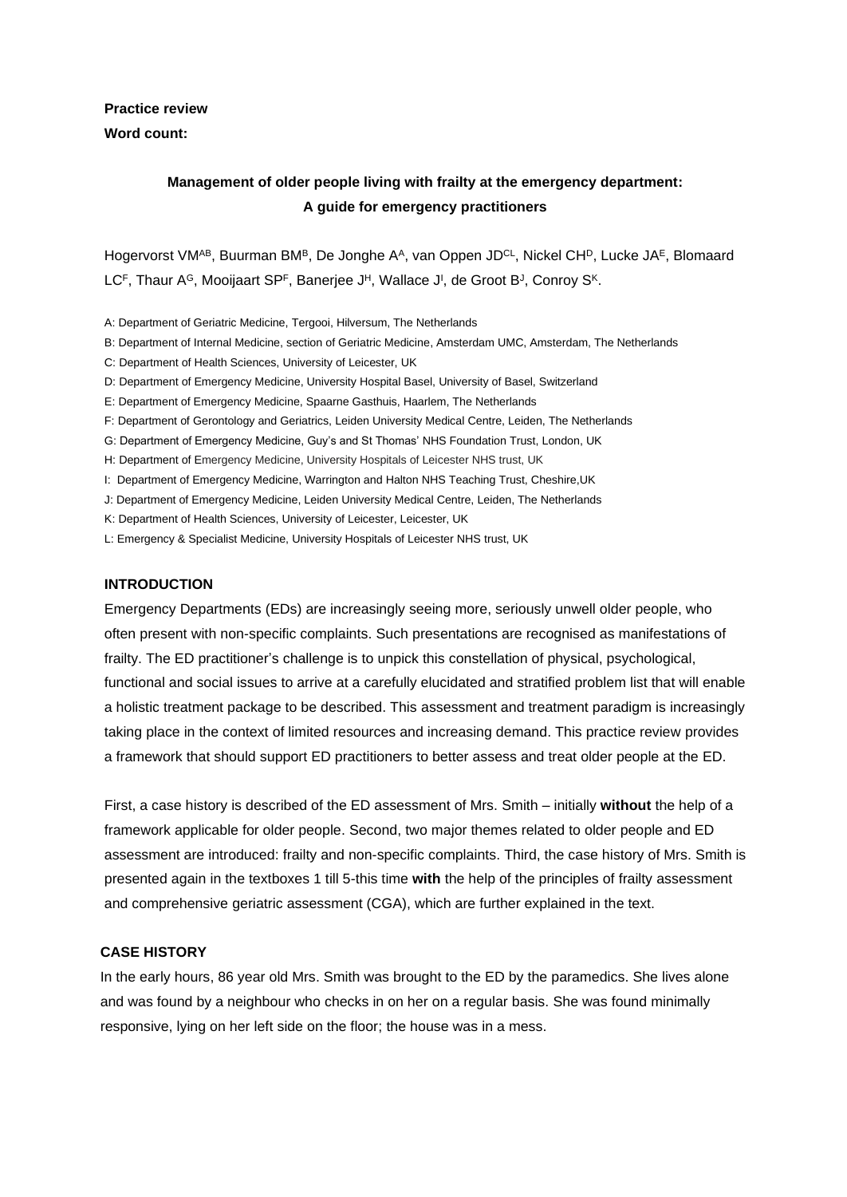**Practice review**

**Word count:**

# Management of older people living with frailty at the emergency department: A guide for emergency practitioners

Hogervorst VM[AB], Buurman BM[B], De Jonghe A[A], van Oppen JD[CL], Nickel CH[D], Lucke JA[E], Blomaard LC[F], Thaur A[G], Mooijaart SP[F], Banerjee J[H], Wallace J[I], de Groot B[J], Conroy S[K].

A: Department of Geriatric Medicine, Tergooi, Hilversum, The Netherlands
B: Department of Internal Medicine, section of Geriatric Medicine, Amsterdam UMC, Amsterdam, The Netherlands
C: Department of Health Sciences, University of Leicester, UK
D: Department of Emergency Medicine, University Hospital Basel, University of Basel, Switzerland
E: Department of Emergency Medicine, Spaarne Gasthuis, Haarlem, The Netherlands
F: Department of Gerontology and Geriatrics, Leiden University Medical Centre, Leiden, The Netherlands
G: Department of Emergency Medicine, Guy's and St Thomas' NHS Foundation Trust, London, UK
H: Department of Emergency Medicine, University Hospitals of Leicester NHS trust, UK
I: Department of Emergency Medicine, Warrington and Halton NHS Teaching Trust, Cheshire,UK
J: Department of Emergency Medicine, Leiden University Medical Centre, Leiden, The Netherlands
K: Department of Health Sciences, University of Leicester, Leicester, UK
L: Emergency & Specialist Medicine, University Hospitals of Leicester NHS trust, UK

## INTRODUCTION

Emergency Departments (EDs) are increasingly seeing more, seriously unwell older people, who often present with non-specific complaints. Such presentations are recognised as manifestations of frailty. The ED practitioner's challenge is to unpick this constellation of physical, psychological, functional and social issues to arrive at a carefully elucidated and stratified problem list that will enable a holistic treatment package to be described. This assessment and treatment paradigm is increasingly taking place in the context of limited resources and increasing demand. This practice review provides a framework that should support ED practitioners to better assess and treat older people at the ED.

First, a case history is described of the ED assessment of Mrs. Smith – initially **without** the help of a framework applicable for older people. Second, two major themes related to older people and ED assessment are introduced: frailty and non-specific complaints. Third, the case history of Mrs. Smith is presented again in the textboxes 1 till 5-this time **with** the help of the principles of frailty assessment and comprehensive geriatric assessment (CGA), which are further explained in the text.

## CASE HISTORY

In the early hours, 86 year old Mrs. Smith was brought to the ED by the paramedics. She lives alone and was found by a neighbour who checks in on her on a regular basis. She was found minimally responsive, lying on her left side on the floor; the house was in a mess.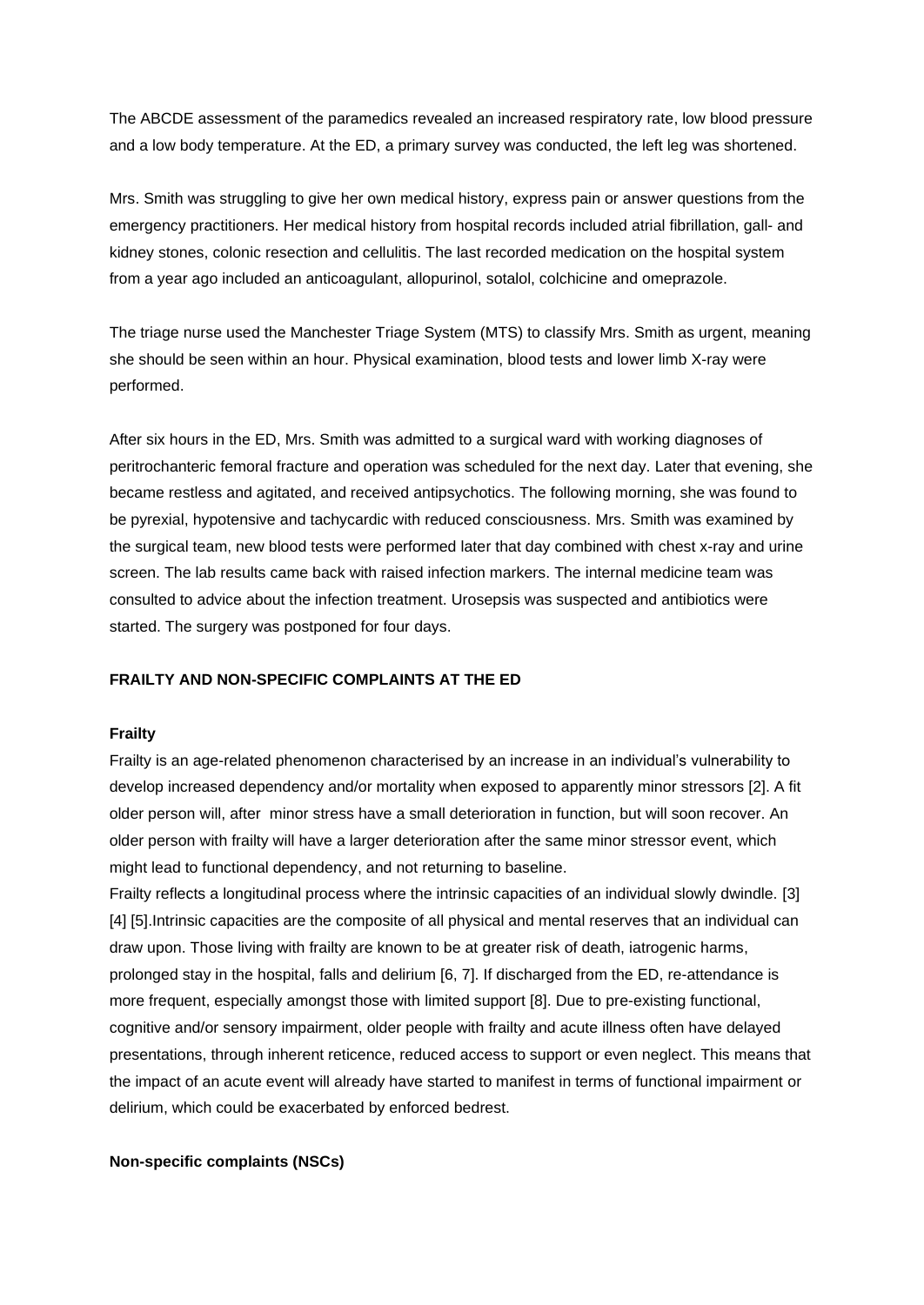The ABCDE assessment of the paramedics revealed an increased respiratory rate, low blood pressure and a low body temperature. At the ED, a primary survey was conducted, the left leg was shortened.

Mrs. Smith was struggling to give her own medical history, express pain or answer questions from the emergency practitioners. Her medical history from hospital records included atrial fibrillation, gall- and kidney stones, colonic resection and cellulitis. The last recorded medication on the hospital system from a year ago included an anticoagulant, allopurinol, sotalol, colchicine and omeprazole.

The triage nurse used the Manchester Triage System (MTS) to classify Mrs. Smith as urgent, meaning she should be seen within an hour. Physical examination, blood tests and lower limb X-ray were performed.

After six hours in the ED, Mrs. Smith was admitted to a surgical ward with working diagnoses of peritrochanteric femoral fracture and operation was scheduled for the next day. Later that evening, she became restless and agitated, and received antipsychotics. The following morning, she was found to be pyrexial, hypotensive and tachycardic with reduced consciousness. Mrs. Smith was examined by the surgical team, new blood tests were performed later that day combined with chest x-ray and urine screen. The lab results came back with raised infection markers. The internal medicine team was consulted to advice about the infection treatment. Urosepsis was suspected and antibiotics were started. The surgery was postponed for four days.

## FRAILTY AND NON-SPECIFIC COMPLAINTS AT THE ED

### Frailty

Frailty is an age-related phenomenon characterised by an increase in an individual's vulnerability to develop increased dependency and/or mortality when exposed to apparently minor stressors [2]. A fit older person will, after minor stress have a small deterioration in function, but will soon recover. An older person with frailty will have a larger deterioration after the same minor stressor event, which might lead to functional dependency, and not returning to baseline.

Frailty reflects a longitudinal process where the intrinsic capacities of an individual slowly dwindle. [3] [4] [5].Intrinsic capacities are the composite of all physical and mental reserves that an individual can draw upon. Those living with frailty are known to be at greater risk of death, iatrogenic harms, prolonged stay in the hospital, falls and delirium [6, 7]. If discharged from the ED, re-attendance is more frequent, especially amongst those with limited support [8]. Due to pre-existing functional, cognitive and/or sensory impairment, older people with frailty and acute illness often have delayed presentations, through inherent reticence, reduced access to support or even neglect. This means that the impact of an acute event will already have started to manifest in terms of functional impairment or delirium, which could be exacerbated by enforced bedrest.

### Non-specific complaints (NSCs)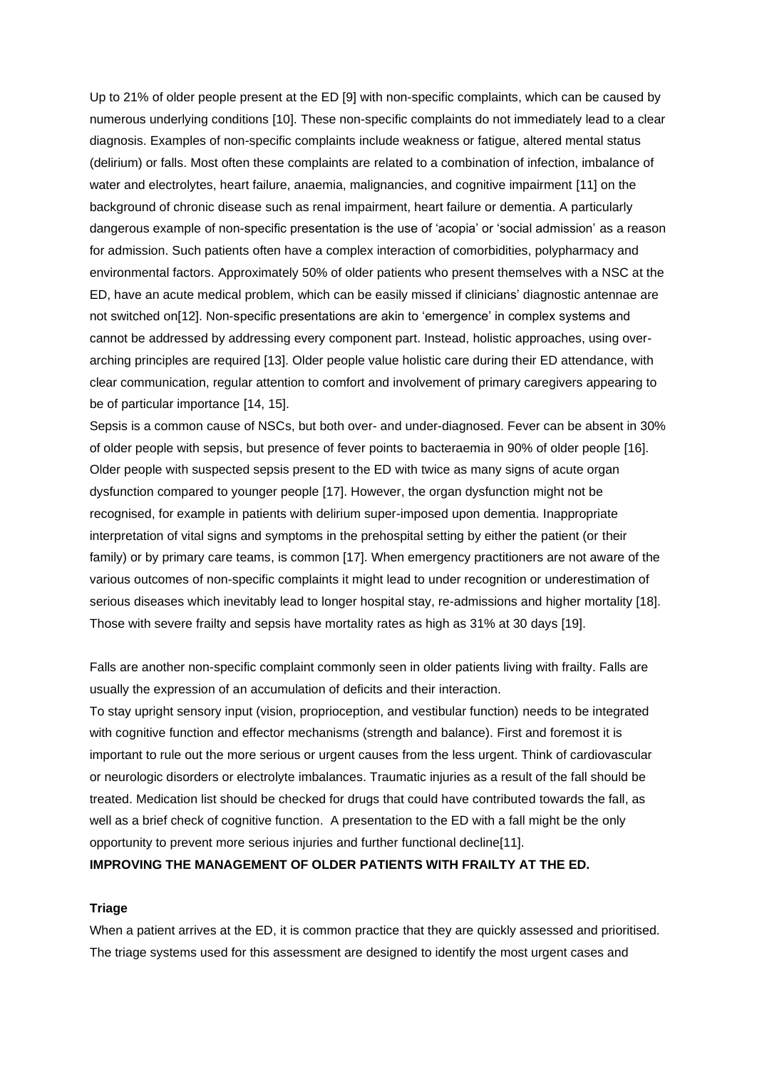Up to 21% of older people present at the ED [9] with non-specific complaints, which can be caused by numerous underlying conditions [10]. These non-specific complaints do not immediately lead to a clear diagnosis. Examples of non-specific complaints include weakness or fatigue, altered mental status (delirium) or falls. Most often these complaints are related to a combination of infection, imbalance of water and electrolytes, heart failure, anaemia, malignancies, and cognitive impairment [11] on the background of chronic disease such as renal impairment, heart failure or dementia. A particularly dangerous example of non-specific presentation is the use of 'acopia' or 'social admission' as a reason for admission. Such patients often have a complex interaction of comorbidities, polypharmacy and environmental factors. Approximately 50% of older patients who present themselves with a NSC at the ED, have an acute medical problem, which can be easily missed if clinicians' diagnostic antennae are not switched on[12]. Non-specific presentations are akin to 'emergence' in complex systems and cannot be addressed by addressing every component part. Instead, holistic approaches, using over-arching principles are required [13]. Older people value holistic care during their ED attendance, with clear communication, regular attention to comfort and involvement of primary caregivers appearing to be of particular importance [14, 15].

Sepsis is a common cause of NSCs, but both over- and under-diagnosed. Fever can be absent in 30% of older people with sepsis, but presence of fever points to bacteraemia in 90% of older people [16]. Older people with suspected sepsis present to the ED with twice as many signs of acute organ dysfunction compared to younger people [17]. However, the organ dysfunction might not be recognised, for example in patients with delirium super-imposed upon dementia. Inappropriate interpretation of vital signs and symptoms in the prehospital setting by either the patient (or their family) or by primary care teams, is common [17]. When emergency practitioners are not aware of the various outcomes of non-specific complaints it might lead to under recognition or underestimation of serious diseases which inevitably lead to longer hospital stay, re-admissions and higher mortality [18]. Those with severe frailty and sepsis have mortality rates as high as 31% at 30 days [19].

Falls are another non-specific complaint commonly seen in older patients living with frailty. Falls are usually the expression of an accumulation of deficits and their interaction.

To stay upright sensory input (vision, proprioception, and vestibular function) needs to be integrated with cognitive function and effector mechanisms (strength and balance). First and foremost it is important to rule out the more serious or urgent causes from the less urgent. Think of cardiovascular or neurologic disorders or electrolyte imbalances. Traumatic injuries as a result of the fall should be treated. Medication list should be checked for drugs that could have contributed towards the fall, as well as a brief check of cognitive function. A presentation to the ED with a fall might be the only opportunity to prevent more serious injuries and further functional decline[11].

## IMPROVING THE MANAGEMENT OF OLDER PATIENTS WITH FRAILTY AT THE ED.

### Triage

When a patient arrives at the ED, it is common practice that they are quickly assessed and prioritised. The triage systems used for this assessment are designed to identify the most urgent cases and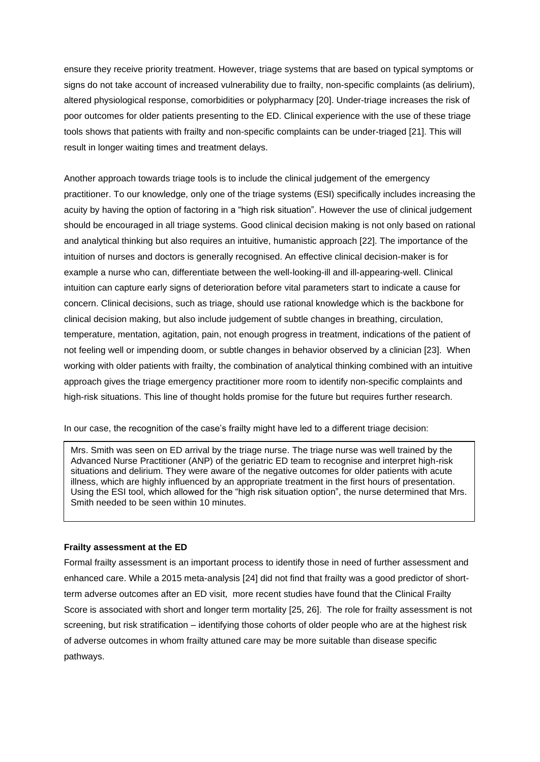ensure they receive priority treatment. However, triage systems that are based on typical symptoms or signs do not take account of increased vulnerability due to frailty, non-specific complaints (as delirium), altered physiological response, comorbidities or polypharmacy [20]. Under-triage increases the risk of poor outcomes for older patients presenting to the ED. Clinical experience with the use of these triage tools shows that patients with frailty and non-specific complaints can be under-triaged [21]. This will result in longer waiting times and treatment delays.

Another approach towards triage tools is to include the clinical judgement of the emergency practitioner. To our knowledge, only one of the triage systems (ESI) specifically includes increasing the acuity by having the option of factoring in a "high risk situation". However the use of clinical judgement should be encouraged in all triage systems. Good clinical decision making is not only based on rational and analytical thinking but also requires an intuitive, humanistic approach [22]. The importance of the intuition of nurses and doctors is generally recognised. An effective clinical decision-maker is for example a nurse who can, differentiate between the well-looking-ill and ill-appearing-well. Clinical intuition can capture early signs of deterioration before vital parameters start to indicate a cause for concern. Clinical decisions, such as triage, should use rational knowledge which is the backbone for clinical decision making, but also include judgement of subtle changes in breathing, circulation, temperature, mentation, agitation, pain, not enough progress in treatment, indications of the patient of not feeling well or impending doom, or subtle changes in behavior observed by a clinician [23]. When working with older patients with frailty, the combination of analytical thinking combined with an intuitive approach gives the triage emergency practitioner more room to identify non-specific complaints and high-risk situations. This line of thought holds promise for the future but requires further research.

In our case, the recognition of the case's frailty might have led to a different triage decision:

> Mrs. Smith was seen on ED arrival by the triage nurse. The triage nurse was well trained by the Advanced Nurse Practitioner (ANP) of the geriatric ED team to recognise and interpret high-risk situations and delirium. They were aware of the negative outcomes for older patients with acute illness, which are highly influenced by an appropriate treatment in the first hours of presentation. Using the ESI tool, which allowed for the "high risk situation option", the nurse determined that Mrs. Smith needed to be seen within 10 minutes.

**Frailty assessment at the ED**

Formal frailty assessment is an important process to identify those in need of further assessment and enhanced care. While a 2015 meta-analysis [24] did not find that frailty was a good predictor of short-term adverse outcomes after an ED visit, more recent studies have found that the Clinical Frailty Score is associated with short and longer term mortality [25, 26]. The role for frailty assessment is not screening, but risk stratification – identifying those cohorts of older people who are at the highest risk of adverse outcomes in whom frailty attuned care may be more suitable than disease specific pathways.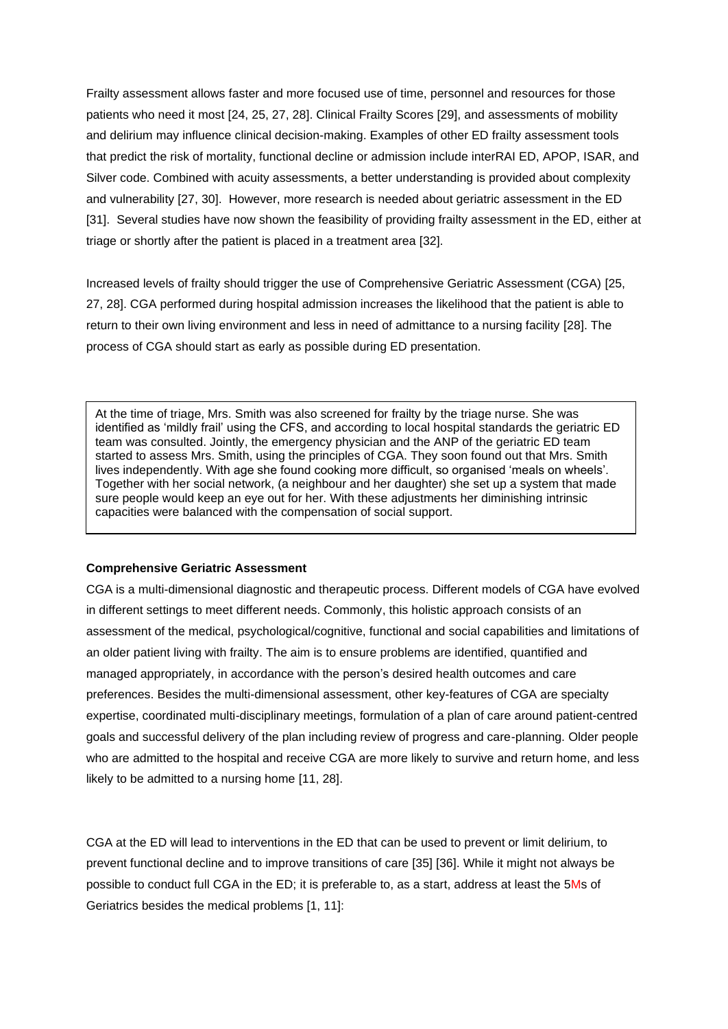Frailty assessment allows faster and more focused use of time, personnel and resources for those patients who need it most [24, 25, 27, 28]. Clinical Frailty Scores [29], and assessments of mobility and delirium may influence clinical decision-making. Examples of other ED frailty assessment tools that predict the risk of mortality, functional decline or admission include interRAI ED, APOP, ISAR, and Silver code. Combined with acuity assessments, a better understanding is provided about complexity and vulnerability [27, 30]. However, more research is needed about geriatric assessment in the ED [31]. Several studies have now shown the feasibility of providing frailty assessment in the ED, either at triage or shortly after the patient is placed in a treatment area [32].

Increased levels of frailty should trigger the use of Comprehensive Geriatric Assessment (CGA) [25, 27, 28]. CGA performed during hospital admission increases the likelihood that the patient is able to return to their own living environment and less in need of admittance to a nursing facility [28]. The process of CGA should start as early as possible during ED presentation.

> At the time of triage, Mrs. Smith was also screened for frailty by the triage nurse. She was identified as 'mildly frail' using the CFS, and according to local hospital standards the geriatric ED team was consulted. Jointly, the emergency physician and the ANP of the geriatric ED team started to assess Mrs. Smith, using the principles of CGA. They soon found out that Mrs. Smith lives independently. With age she found cooking more difficult, so organised 'meals on wheels'. Together with her social network, (a neighbour and her daughter) she set up a system that made sure people would keep an eye out for her. With these adjustments her diminishing intrinsic capacities were balanced with the compensation of social support.

**Comprehensive Geriatric Assessment**

CGA is a multi-dimensional diagnostic and therapeutic process. Different models of CGA have evolved in different settings to meet different needs. Commonly, this holistic approach consists of an assessment of the medical, psychological/cognitive, functional and social capabilities and limitations of an older patient living with frailty. The aim is to ensure problems are identified, quantified and managed appropriately, in accordance with the person's desired health outcomes and care preferences. Besides the multi-dimensional assessment, other key-features of CGA are specialty expertise, coordinated multi-disciplinary meetings, formulation of a plan of care around patient-centred goals and successful delivery of the plan including review of progress and care-planning. Older people who are admitted to the hospital and receive CGA are more likely to survive and return home, and less likely to be admitted to a nursing home [11, 28].

CGA at the ED will lead to interventions in the ED that can be used to prevent or limit delirium, to prevent functional decline and to improve transitions of care [35] [36]. While it might not always be possible to conduct full CGA in the ED; it is preferable to, as a start, address at least the 5Ms of Geriatrics besides the medical problems [1, 11]: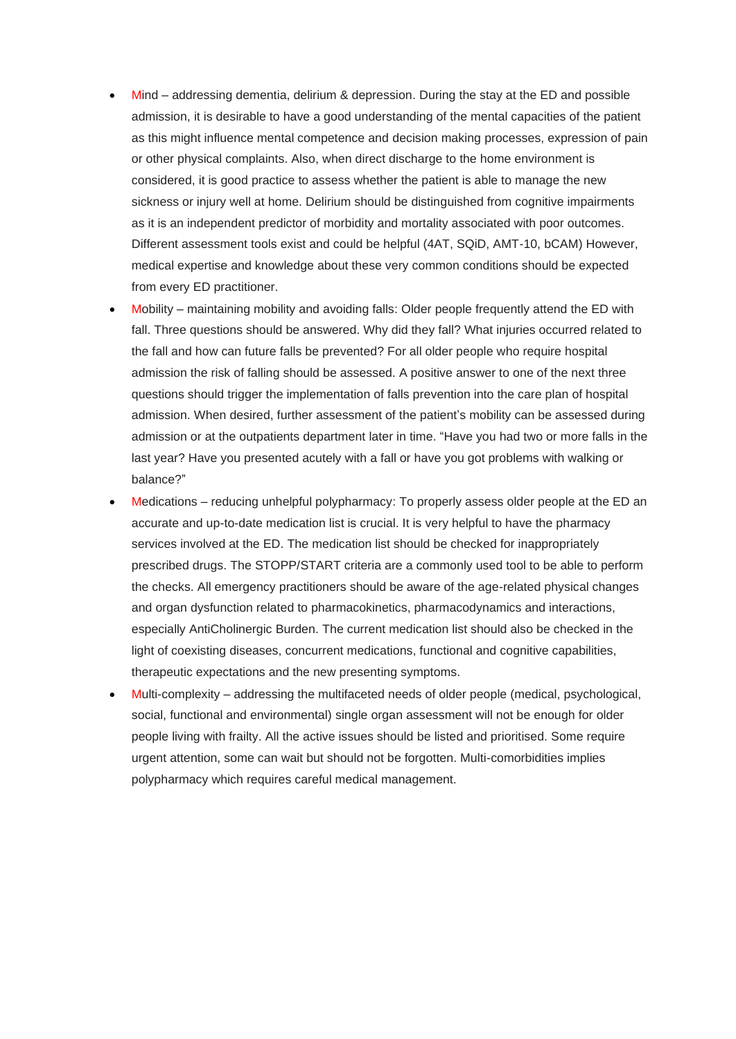- Mind – addressing dementia, delirium & depression. During the stay at the ED and possible admission, it is desirable to have a good understanding of the mental capacities of the patient as this might influence mental competence and decision making processes, expression of pain or other physical complaints. Also, when direct discharge to the home environment is considered, it is good practice to assess whether the patient is able to manage the new sickness or injury well at home. Delirium should be distinguished from cognitive impairments as it is an independent predictor of morbidity and mortality associated with poor outcomes. Different assessment tools exist and could be helpful (4AT, SQiD, AMT-10, bCAM) However, medical expertise and knowledge about these very common conditions should be expected from every ED practitioner.
- Mobility – maintaining mobility and avoiding falls: Older people frequently attend the ED with fall. Three questions should be answered. Why did they fall? What injuries occurred related to the fall and how can future falls be prevented? For all older people who require hospital admission the risk of falling should be assessed. A positive answer to one of the next three questions should trigger the implementation of falls prevention into the care plan of hospital admission. When desired, further assessment of the patient's mobility can be assessed during admission or at the outpatients department later in time. "Have you had two or more falls in the last year? Have you presented acutely with a fall or have you got problems with walking or balance?"
- Medications – reducing unhelpful polypharmacy: To properly assess older people at the ED an accurate and up-to-date medication list is crucial. It is very helpful to have the pharmacy services involved at the ED. The medication list should be checked for inappropriately prescribed drugs. The STOPP/START criteria are a commonly used tool to be able to perform the checks. All emergency practitioners should be aware of the age-related physical changes and organ dysfunction related to pharmacokinetics, pharmacodynamics and interactions, especially AntiCholinergic Burden. The current medication list should also be checked in the light of coexisting diseases, concurrent medications, functional and cognitive capabilities, therapeutic expectations and the new presenting symptoms.
- Multi-complexity – addressing the multifaceted needs of older people (medical, psychological, social, functional and environmental) single organ assessment will not be enough for older people living with frailty. All the active issues should be listed and prioritised. Some require urgent attention, some can wait but should not be forgotten. Multi-comorbidities implies polypharmacy which requires careful medical management.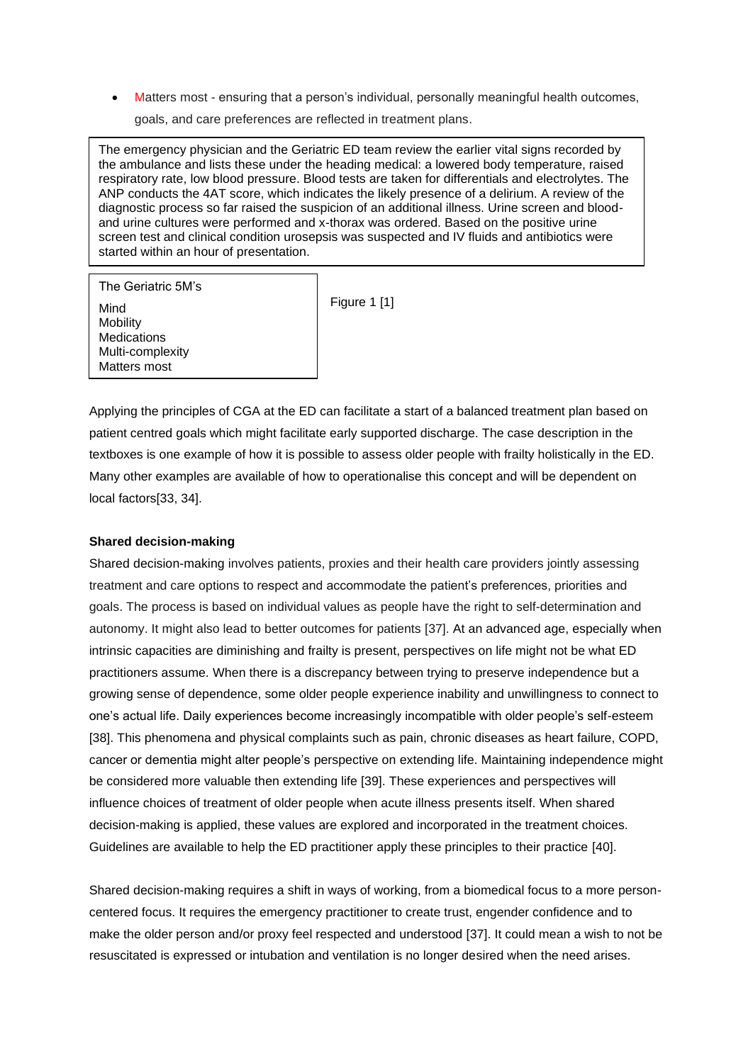- Matters most - ensuring that a person's individual, personally meaningful health outcomes, goals, and care preferences are reflected in treatment plans.

> The emergency physician and the Geriatric ED team review the earlier vital signs recorded by the ambulance and lists these under the heading medical: a lowered body temperature, raised respiratory rate, low blood pressure. Blood tests are taken for differentials and electrolytes. The ANP conducts the 4AT score, which indicates the likely presence of a delirium. A review of the diagnostic process so far raised the suspicion of an additional illness. Urine screen and blood- and urine cultures were performed and x-thorax was ordered. Based on the positive urine screen test and clinical condition urosepsis was suspected and IV fluids and antibiotics were started within an hour of presentation.

> The Geriatric 5M's
>
> Mind
> Mobility
> Medications
> Multi-complexity
> Matters most

Figure 1 [1]

Applying the principles of CGA at the ED can facilitate a start of a balanced treatment plan based on patient centred goals which might facilitate early supported discharge. The case description in the textboxes is one example of how it is possible to assess older people with frailty holistically in the ED. Many other examples are available of how to operationalise this concept and will be dependent on local factors[33, 34].

**Shared decision-making**

Shared decision-making involves patients, proxies and their health care providers jointly assessing treatment and care options to respect and accommodate the patient's preferences, priorities and goals. The process is based on individual values as people have the right to self-determination and autonomy. It might also lead to better outcomes for patients [37]. At an advanced age, especially when intrinsic capacities are diminishing and frailty is present, perspectives on life might not be what ED practitioners assume. When there is a discrepancy between trying to preserve independence but a growing sense of dependence, some older people experience inability and unwillingness to connect to one's actual life. Daily experiences become increasingly incompatible with older people's self-esteem [38]. This phenomena and physical complaints such as pain, chronic diseases as heart failure, COPD, cancer or dementia might alter people's perspective on extending life. Maintaining independence might be considered more valuable then extending life [39]. These experiences and perspectives will influence choices of treatment of older people when acute illness presents itself. When shared decision-making is applied, these values are explored and incorporated in the treatment choices. Guidelines are available to help the ED practitioner apply these principles to their practice [40].

Shared decision-making requires a shift in ways of working, from a biomedical focus to a more person-centered focus. It requires the emergency practitioner to create trust, engender confidence and to make the older person and/or proxy feel respected and understood [37]. It could mean a wish to not be resuscitated is expressed or intubation and ventilation is no longer desired when the need arises.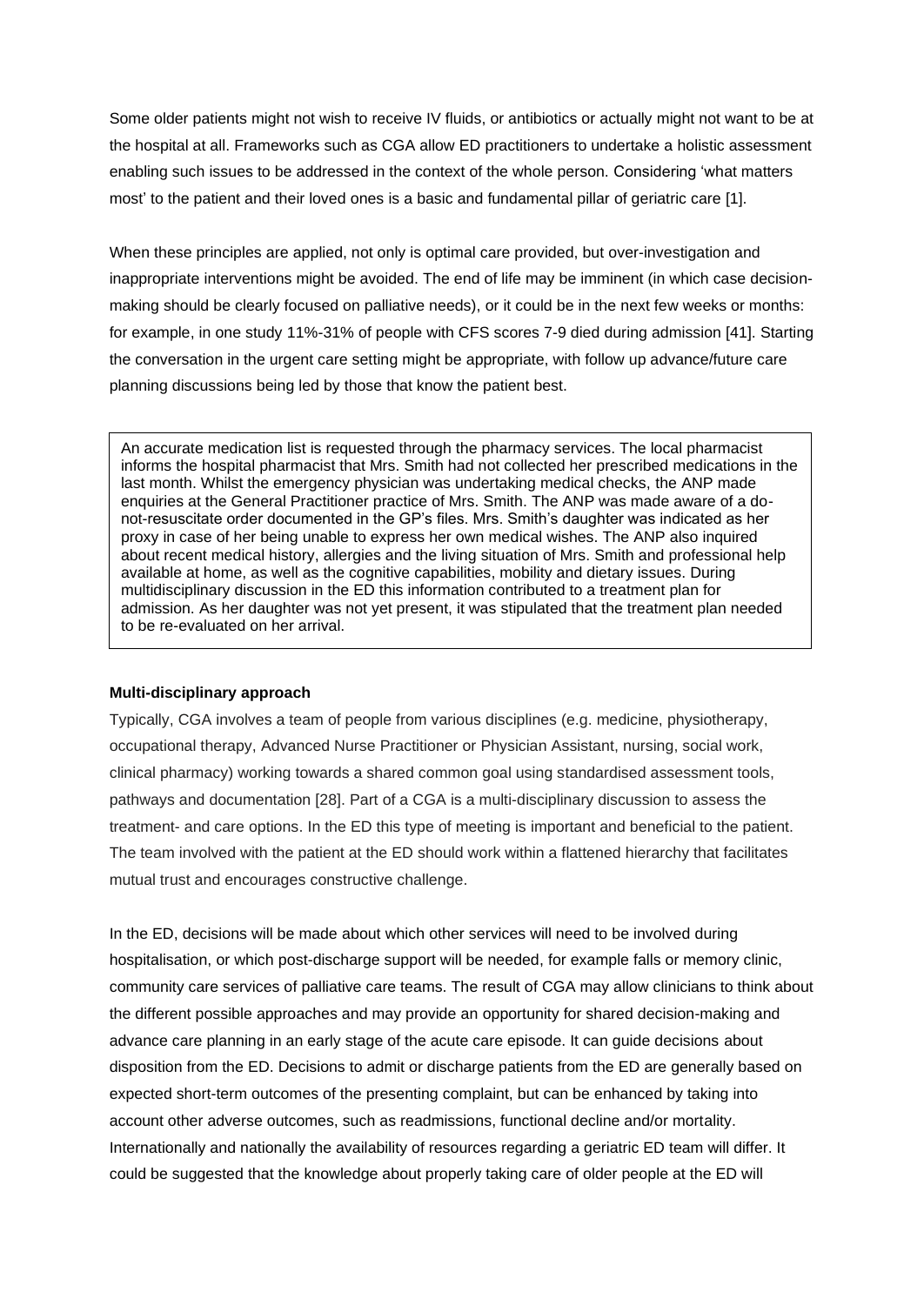Some older patients might not wish to receive IV fluids, or antibiotics or actually might not want to be at the hospital at all. Frameworks such as CGA allow ED practitioners to undertake a holistic assessment enabling such issues to be addressed in the context of the whole person. Considering 'what matters most' to the patient and their loved ones is a basic and fundamental pillar of geriatric care [1].

When these principles are applied, not only is optimal care provided, but over-investigation and inappropriate interventions might be avoided. The end of life may be imminent (in which case decision-making should be clearly focused on palliative needs), or it could be in the next few weeks or months: for example, in one study 11%-31% of people with CFS scores 7-9 died during admission [41]. Starting the conversation in the urgent care setting might be appropriate, with follow up advance/future care planning discussions being led by those that know the patient best.

> An accurate medication list is requested through the pharmacy services. The local pharmacist informs the hospital pharmacist that Mrs. Smith had not collected her prescribed medications in the last month. Whilst the emergency physician was undertaking medical checks, the ANP made enquiries at the General Practitioner practice of Mrs. Smith. The ANP was made aware of a do-not-resuscitate order documented in the GP's files. Mrs. Smith's daughter was indicated as her proxy in case of her being unable to express her own medical wishes. The ANP also inquired about recent medical history, allergies and the living situation of Mrs. Smith and professional help available at home, as well as the cognitive capabilities, mobility and dietary issues. During multidisciplinary discussion in the ED this information contributed to a treatment plan for admission. As her daughter was not yet present, it was stipulated that the treatment plan needed to be re-evaluated on her arrival.

**Multi-disciplinary approach**

Typically, CGA involves a team of people from various disciplines (e.g. medicine, physiotherapy, occupational therapy, Advanced Nurse Practitioner or Physician Assistant, nursing, social work, clinical pharmacy) working towards a shared common goal using standardised assessment tools, pathways and documentation [28]. Part of a CGA is a multi-disciplinary discussion to assess the treatment- and care options. In the ED this type of meeting is important and beneficial to the patient. The team involved with the patient at the ED should work within a flattened hierarchy that facilitates mutual trust and encourages constructive challenge.

In the ED, decisions will be made about which other services will need to be involved during hospitalisation, or which post-discharge support will be needed, for example falls or memory clinic, community care services of palliative care teams. The result of CGA may allow clinicians to think about the different possible approaches and may provide an opportunity for shared decision-making and advance care planning in an early stage of the acute care episode. It can guide decisions about disposition from the ED. Decisions to admit or discharge patients from the ED are generally based on expected short-term outcomes of the presenting complaint, but can be enhanced by taking into account other adverse outcomes, such as readmissions, functional decline and/or mortality. Internationally and nationally the availability of resources regarding a geriatric ED team will differ. It could be suggested that the knowledge about properly taking care of older people at the ED will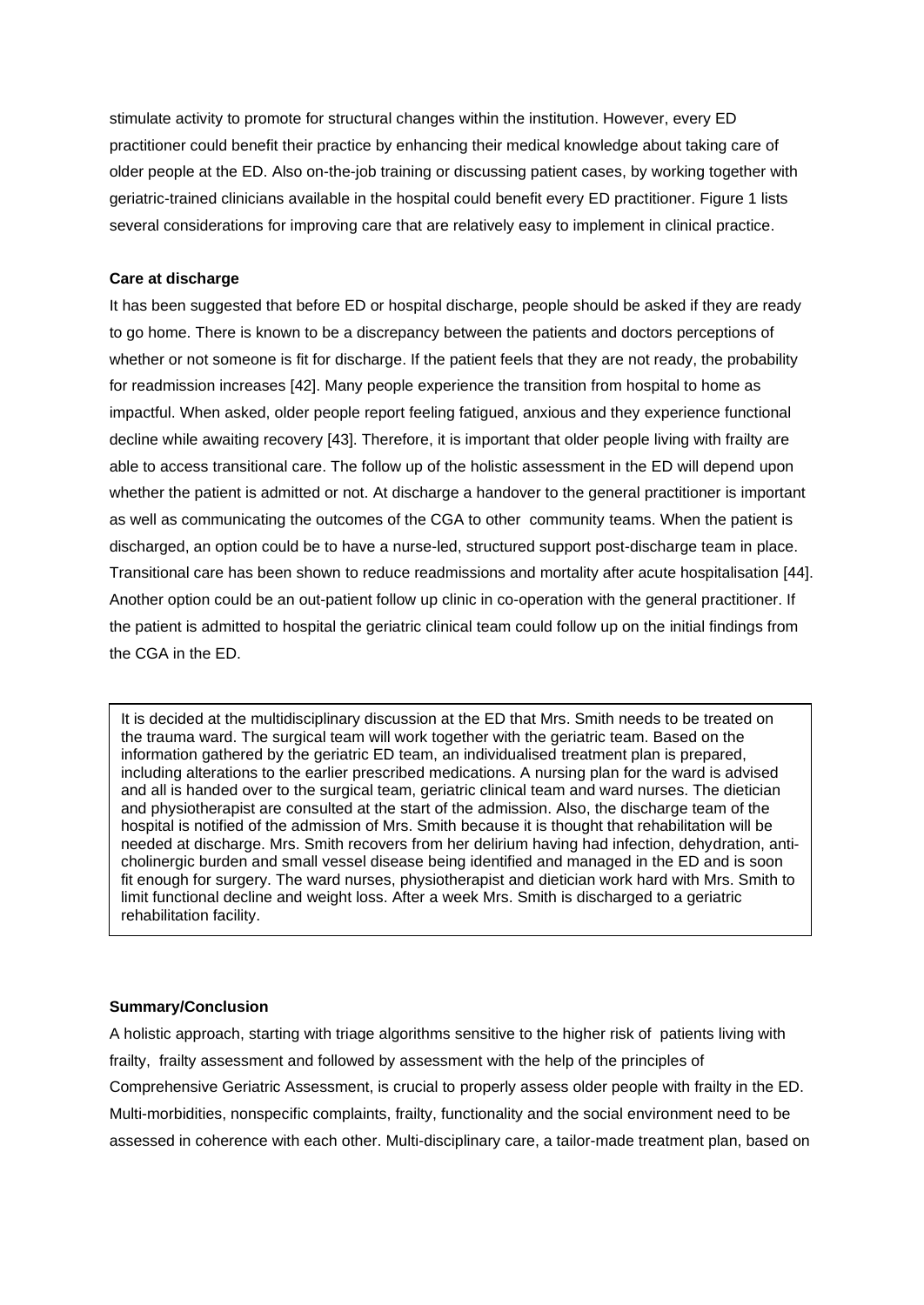stimulate activity to promote for structural changes within the institution. However, every ED practitioner could benefit their practice by enhancing their medical knowledge about taking care of older people at the ED. Also on-the-job training or discussing patient cases, by working together with geriatric-trained clinicians available in the hospital could benefit every ED practitioner. Figure 1 lists several considerations for improving care that are relatively easy to implement in clinical practice.

**Care at discharge**

It has been suggested that before ED or hospital discharge, people should be asked if they are ready to go home. There is known to be a discrepancy between the patients and doctors perceptions of whether or not someone is fit for discharge. If the patient feels that they are not ready, the probability for readmission increases [42]. Many people experience the transition from hospital to home as impactful. When asked, older people report feeling fatigued, anxious and they experience functional decline while awaiting recovery [43]. Therefore, it is important that older people living with frailty are able to access transitional care. The follow up of the holistic assessment in the ED will depend upon whether the patient is admitted or not. At discharge a handover to the general practitioner is important as well as communicating the outcomes of the CGA to other community teams. When the patient is discharged, an option could be to have a nurse-led, structured support post-discharge team in place. Transitional care has been shown to reduce readmissions and mortality after acute hospitalisation [44]. Another option could be an out-patient follow up clinic in co-operation with the general practitioner. If the patient is admitted to hospital the geriatric clinical team could follow up on the initial findings from the CGA in the ED.

It is decided at the multidisciplinary discussion at the ED that Mrs. Smith needs to be treated on the trauma ward. The surgical team will work together with the geriatric team. Based on the information gathered by the geriatric ED team, an individualised treatment plan is prepared, including alterations to the earlier prescribed medications. A nursing plan for the ward is advised and all is handed over to the surgical team, geriatric clinical team and ward nurses. The dietician and physiotherapist are consulted at the start of the admission. Also, the discharge team of the hospital is notified of the admission of Mrs. Smith because it is thought that rehabilitation will be needed at discharge. Mrs. Smith recovers from her delirium having had infection, dehydration, anti-cholinergic burden and small vessel disease being identified and managed in the ED and is soon fit enough for surgery. The ward nurses, physiotherapist and dietician work hard with Mrs. Smith to limit functional decline and weight loss. After a week Mrs. Smith is discharged to a geriatric rehabilitation facility.

**Summary/Conclusion**

A holistic approach, starting with triage algorithms sensitive to the higher risk of patients living with frailty, frailty assessment and followed by assessment with the help of the principles of Comprehensive Geriatric Assessment, is crucial to properly assess older people with frailty in the ED. Multi-morbidities, nonspecific complaints, frailty, functionality and the social environment need to be assessed in coherence with each other. Multi-disciplinary care, a tailor-made treatment plan, based on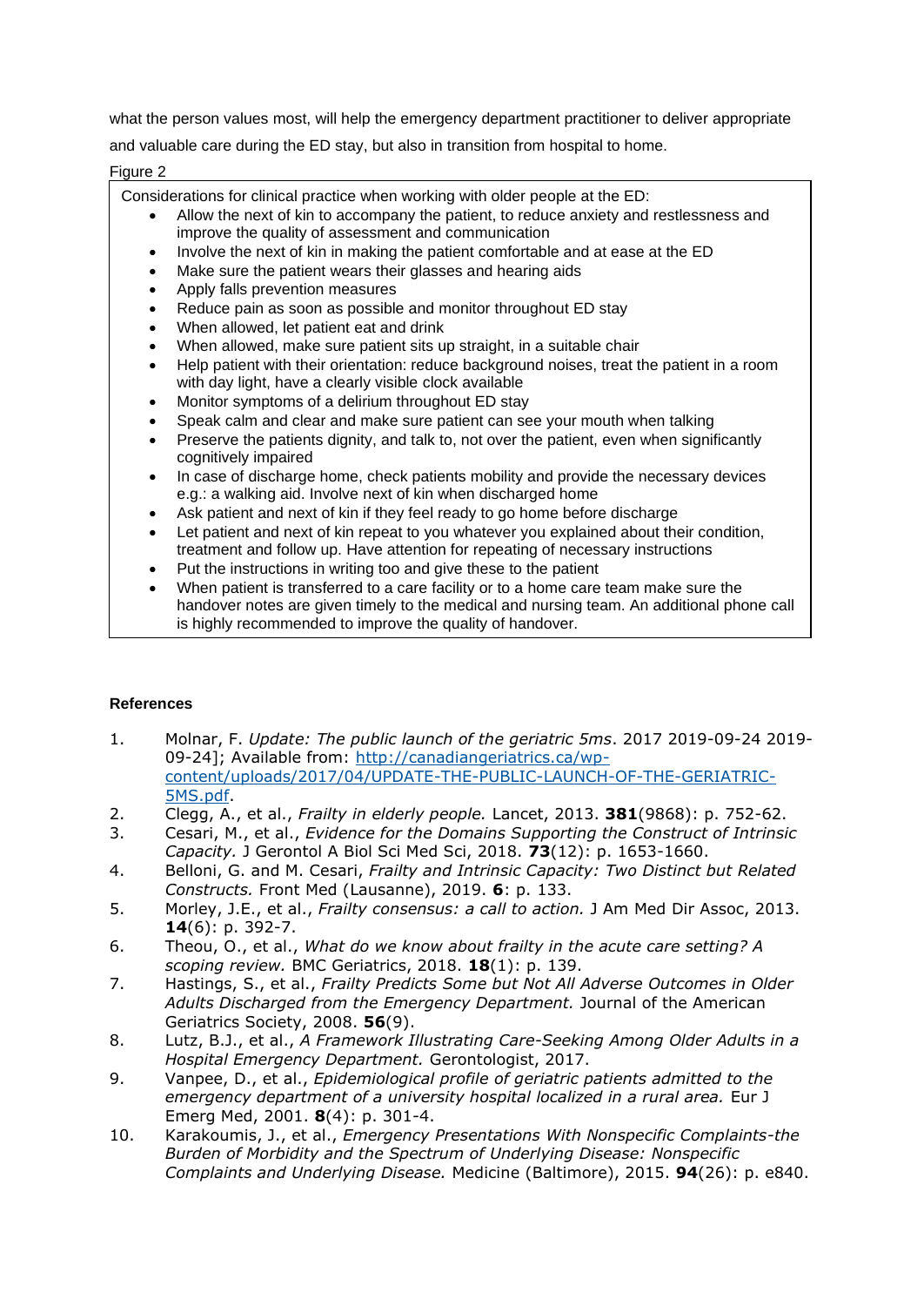what the person values most, will help the emergency department practitioner to deliver appropriate and valuable care during the ED stay, but also in transition from hospital to home.

Figure 2

Considerations for clinical practice when working with older people at the ED:

- Allow the next of kin to accompany the patient, to reduce anxiety and restlessness and improve the quality of assessment and communication
- Involve the next of kin in making the patient comfortable and at ease at the ED
- Make sure the patient wears their glasses and hearing aids
- Apply falls prevention measures
- Reduce pain as soon as possible and monitor throughout ED stay
- When allowed, let patient eat and drink
- When allowed, make sure patient sits up straight, in a suitable chair
- Help patient with their orientation: reduce background noises, treat the patient in a room with day light, have a clearly visible clock available
- Monitor symptoms of a delirium throughout ED stay
- Speak calm and clear and make sure patient can see your mouth when talking
- Preserve the patients dignity, and talk to, not over the patient, even when significantly cognitively impaired
- In case of discharge home, check patients mobility and provide the necessary devices e.g.: a walking aid. Involve next of kin when discharged home
- Ask patient and next of kin if they feel ready to go home before discharge
- Let patient and next of kin repeat to you whatever you explained about their condition, treatment and follow up. Have attention for repeating of necessary instructions
- Put the instructions in writing too and give these to the patient
- When patient is transferred to a care facility or to a home care team make sure the handover notes are given timely to the medical and nursing team. An additional phone call is highly recommended to improve the quality of handover.

**References**

1. Molnar, F. *Update: The public launch of the geriatric 5ms*. 2017 2019-09-24 2019-09-24]; Available from: http://canadiangeriatrics.ca/wp-content/uploads/2017/04/UPDATE-THE-PUBLIC-LAUNCH-OF-THE-GERIATRIC-5MS.pdf.
2. Clegg, A., et al., *Frailty in elderly people.* Lancet, 2013. **381**(9868): p. 752-62.
3. Cesari, M., et al., *Evidence for the Domains Supporting the Construct of Intrinsic Capacity.* J Gerontol A Biol Sci Med Sci, 2018. **73**(12): p. 1653-1660.
4. Belloni, G. and M. Cesari, *Frailty and Intrinsic Capacity: Two Distinct but Related Constructs.* Front Med (Lausanne), 2019. **6**: p. 133.
5. Morley, J.E., et al., *Frailty consensus: a call to action.* J Am Med Dir Assoc, 2013. **14**(6): p. 392-7.
6. Theou, O., et al., *What do we know about frailty in the acute care setting? A scoping review.* BMC Geriatrics, 2018. **18**(1): p. 139.
7. Hastings, S., et al., *Frailty Predicts Some but Not All Adverse Outcomes in Older Adults Discharged from the Emergency Department.* Journal of the American Geriatrics Society, 2008. **56**(9).
8. Lutz, B.J., et al., *A Framework Illustrating Care-Seeking Among Older Adults in a Hospital Emergency Department.* Gerontologist, 2017.
9. Vanpee, D., et al., *Epidemiological profile of geriatric patients admitted to the emergency department of a university hospital localized in a rural area.* Eur J Emerg Med, 2001. **8**(4): p. 301-4.
10. Karakoumis, J., et al., *Emergency Presentations With Nonspecific Complaints-the Burden of Morbidity and the Spectrum of Underlying Disease: Nonspecific Complaints and Underlying Disease.* Medicine (Baltimore), 2015. **94**(26): p. e840.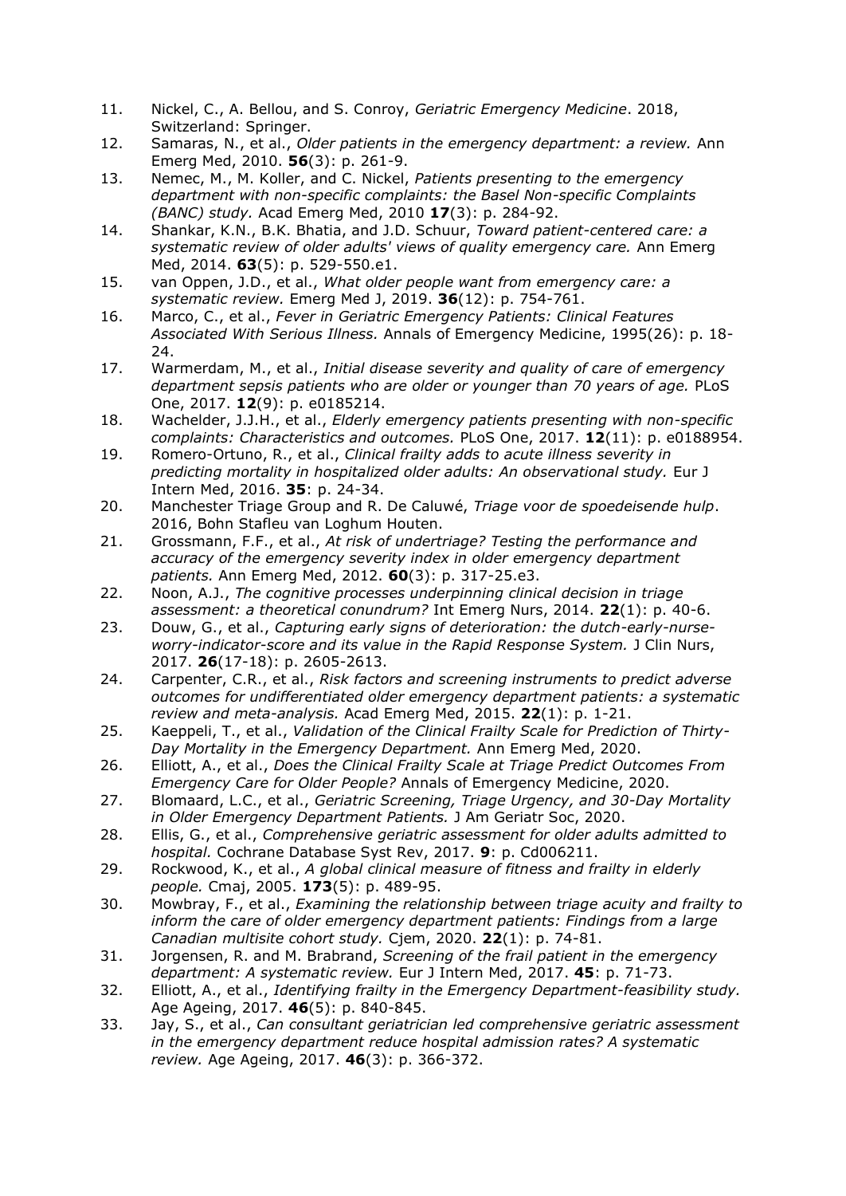11. Nickel, C., A. Bellou, and S. Conroy, *Geriatric Emergency Medicine*. 2018, Switzerland: Springer.
12. Samaras, N., et al., *Older patients in the emergency department: a review.* Ann Emerg Med, 2010. **56**(3): p. 261-9.
13. Nemec, M., M. Koller, and C. Nickel, *Patients presenting to the emergency department with non-specific complaints: the Basel Non-specific Complaints (BANC) study.* Acad Emerg Med, 2010 **17**(3): p. 284-92.
14. Shankar, K.N., B.K. Bhatia, and J.D. Schuur, *Toward patient-centered care: a systematic review of older adults' views of quality emergency care.* Ann Emerg Med, 2014. **63**(5): p. 529-550.e1.
15. van Oppen, J.D., et al., *What older people want from emergency care: a systematic review.* Emerg Med J, 2019. **36**(12): p. 754-761.
16. Marco, C., et al., *Fever in Geriatric Emergency Patients: Clinical Features Associated With Serious Illness.* Annals of Emergency Medicine, 1995(26): p. 18-24.
17. Warmerdam, M., et al., *Initial disease severity and quality of care of emergency department sepsis patients who are older or younger than 70 years of age.* PLoS One, 2017. **12**(9): p. e0185214.
18. Wachelder, J.J.H., et al., *Elderly emergency patients presenting with non-specific complaints: Characteristics and outcomes.* PLoS One, 2017. **12**(11): p. e0188954.
19. Romero-Ortuno, R., et al., *Clinical frailty adds to acute illness severity in predicting mortality in hospitalized older adults: An observational study.* Eur J Intern Med, 2016. **35**: p. 24-34.
20. Manchester Triage Group and R. De Caluwé, *Triage voor de spoedeisende hulp*. 2016, Bohn Stafleu van Loghum Houten.
21. Grossmann, F.F., et al., *At risk of undertriage? Testing the performance and accuracy of the emergency severity index in older emergency department patients.* Ann Emerg Med, 2012. **60**(3): p. 317-25.e3.
22. Noon, A.J., *The cognitive processes underpinning clinical decision in triage assessment: a theoretical conundrum?* Int Emerg Nurs, 2014. **22**(1): p. 40-6.
23. Douw, G., et al., *Capturing early signs of deterioration: the dutch-early-nurse-worry-indicator-score and its value in the Rapid Response System.* J Clin Nurs, 2017. **26**(17-18): p. 2605-2613.
24. Carpenter, C.R., et al., *Risk factors and screening instruments to predict adverse outcomes for undifferentiated older emergency department patients: a systematic review and meta-analysis.* Acad Emerg Med, 2015. **22**(1): p. 1-21.
25. Kaeppeli, T., et al., *Validation of the Clinical Frailty Scale for Prediction of Thirty-Day Mortality in the Emergency Department.* Ann Emerg Med, 2020.
26. Elliott, A., et al., *Does the Clinical Frailty Scale at Triage Predict Outcomes From Emergency Care for Older People?* Annals of Emergency Medicine, 2020.
27. Blomaard, L.C., et al., *Geriatric Screening, Triage Urgency, and 30-Day Mortality in Older Emergency Department Patients.* J Am Geriatr Soc, 2020.
28. Ellis, G., et al., *Comprehensive geriatric assessment for older adults admitted to hospital.* Cochrane Database Syst Rev, 2017. **9**: p. Cd006211.
29. Rockwood, K., et al., *A global clinical measure of fitness and frailty in elderly people.* Cmaj, 2005. **173**(5): p. 489-95.
30. Mowbray, F., et al., *Examining the relationship between triage acuity and frailty to inform the care of older emergency department patients: Findings from a large Canadian multisite cohort study.* Cjem, 2020. **22**(1): p. 74-81.
31. Jorgensen, R. and M. Brabrand, *Screening of the frail patient in the emergency department: A systematic review.* Eur J Intern Med, 2017. **45**: p. 71-73.
32. Elliott, A., et al., *Identifying frailty in the Emergency Department-feasibility study.* Age Ageing, 2017. **46**(5): p. 840-845.
33. Jay, S., et al., *Can consultant geriatrician led comprehensive geriatric assessment in the emergency department reduce hospital admission rates? A systematic review.* Age Ageing, 2017. **46**(3): p. 366-372.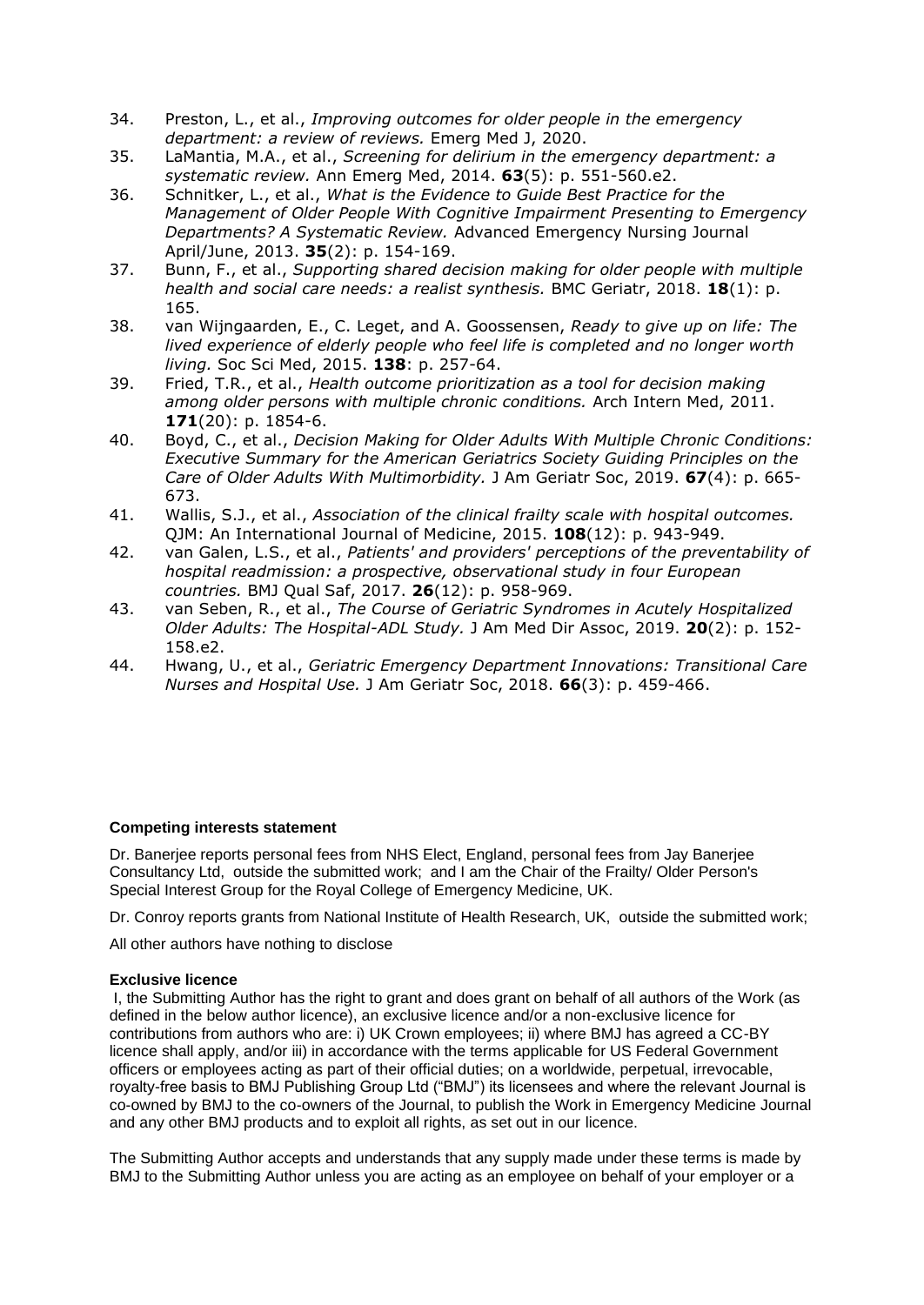34. Preston, L., et al., *Improving outcomes for older people in the emergency department: a review of reviews.* Emerg Med J, 2020.
35. LaMantia, M.A., et al., *Screening for delirium in the emergency department: a systematic review.* Ann Emerg Med, 2014. **63**(5): p. 551-560.e2.
36. Schnitker, L., et al., *What is the Evidence to Guide Best Practice for the Management of Older People With Cognitive Impairment Presenting to Emergency Departments? A Systematic Review.* Advanced Emergency Nursing Journal April/June, 2013. **35**(2): p. 154-169.
37. Bunn, F., et al., *Supporting shared decision making for older people with multiple health and social care needs: a realist synthesis.* BMC Geriatr, 2018. **18**(1): p. 165.
38. van Wijngaarden, E., C. Leget, and A. Goossensen, *Ready to give up on life: The lived experience of elderly people who feel life is completed and no longer worth living.* Soc Sci Med, 2015. **138**: p. 257-64.
39. Fried, T.R., et al., *Health outcome prioritization as a tool for decision making among older persons with multiple chronic conditions.* Arch Intern Med, 2011. **171**(20): p. 1854-6.
40. Boyd, C., et al., *Decision Making for Older Adults With Multiple Chronic Conditions: Executive Summary for the American Geriatrics Society Guiding Principles on the Care of Older Adults With Multimorbidity.* J Am Geriatr Soc, 2019. **67**(4): p. 665-673.
41. Wallis, S.J., et al., *Association of the clinical frailty scale with hospital outcomes.* QJM: An International Journal of Medicine, 2015. **108**(12): p. 943-949.
42. van Galen, L.S., et al., *Patients' and providers' perceptions of the preventability of hospital readmission: a prospective, observational study in four European countries.* BMJ Qual Saf, 2017. **26**(12): p. 958-969.
43. van Seben, R., et al., *The Course of Geriatric Syndromes in Acutely Hospitalized Older Adults: The Hospital-ADL Study.* J Am Med Dir Assoc, 2019. **20**(2): p. 152-158.e2.
44. Hwang, U., et al., *Geriatric Emergency Department Innovations: Transitional Care Nurses and Hospital Use.* J Am Geriatr Soc, 2018. **66**(3): p. 459-466.

**Competing interests statement**

Dr. Banerjee reports personal fees from NHS Elect, England, personal fees from Jay Banerjee Consultancy Ltd, outside the submitted work; and I am the Chair of the Frailty/ Older Person's Special Interest Group for the Royal College of Emergency Medicine, UK.

Dr. Conroy reports grants from National Institute of Health Research, UK, outside the submitted work;

All other authors have nothing to disclose

**Exclusive licence**

I, the Submitting Author has the right to grant and does grant on behalf of all authors of the Work (as defined in the below author licence), an exclusive licence and/or a non-exclusive licence for contributions from authors who are: i) UK Crown employees; ii) where BMJ has agreed a CC-BY licence shall apply, and/or iii) in accordance with the terms applicable for US Federal Government officers or employees acting as part of their official duties; on a worldwide, perpetual, irrevocable, royalty-free basis to BMJ Publishing Group Ltd ("BMJ") its licensees and where the relevant Journal is co-owned by BMJ to the co-owners of the Journal, to publish the Work in Emergency Medicine Journal and any other BMJ products and to exploit all rights, as set out in our licence.

The Submitting Author accepts and understands that any supply made under these terms is made by BMJ to the Submitting Author unless you are acting as an employee on behalf of your employer or a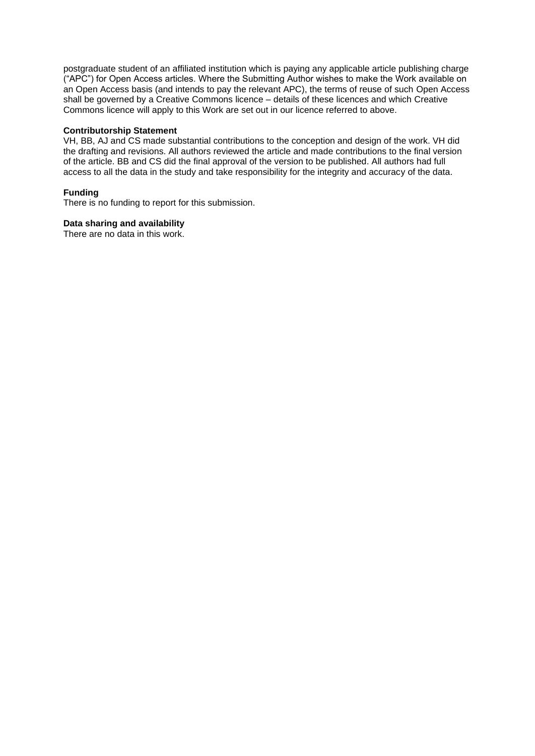postgraduate student of an affiliated institution which is paying any applicable article publishing charge ("APC") for Open Access articles. Where the Submitting Author wishes to make the Work available on an Open Access basis (and intends to pay the relevant APC), the terms of reuse of such Open Access shall be governed by a Creative Commons licence – details of these licences and which Creative Commons licence will apply to this Work are set out in our licence referred to above.

**Contributorship Statement**
VH, BB, AJ and CS made substantial contributions to the conception and design of the work. VH did the drafting and revisions. All authors reviewed the article and made contributions to the final version of the article. BB and CS did the final approval of the version to be published. All authors had full access to all the data in the study and take responsibility for the integrity and accuracy of the data.

**Funding**
There is no funding to report for this submission.

**Data sharing and availability**
There are no data in this work.